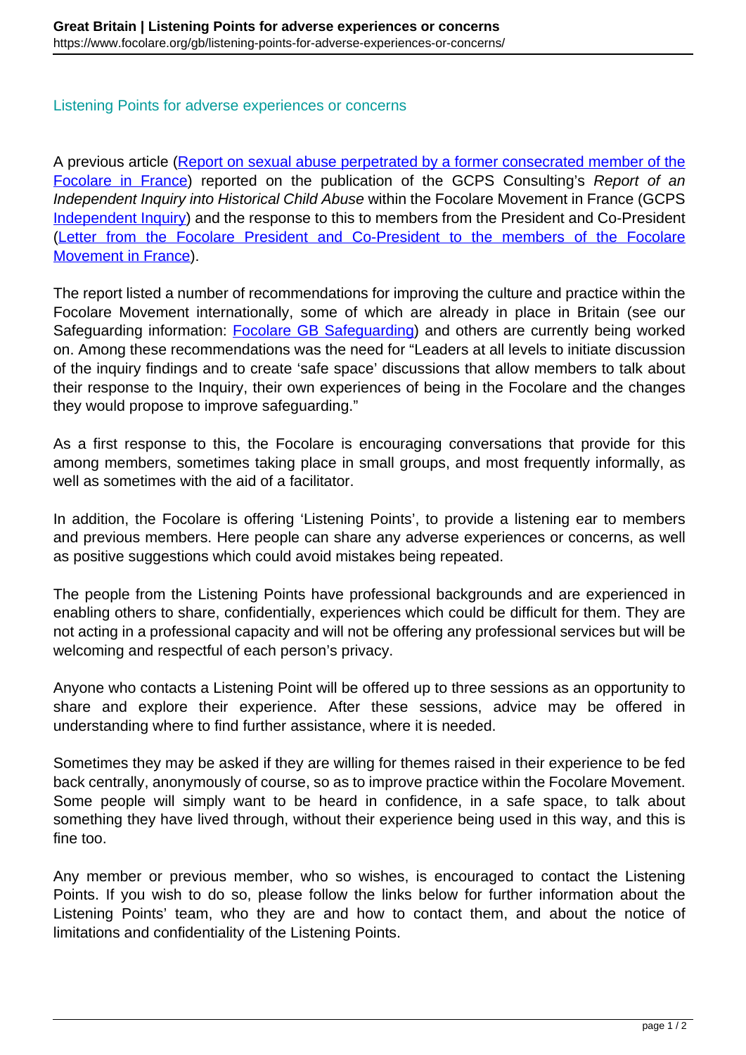# Listening Points for adverse experiences or concerns

A previous article ([Report on sexual abuse perpetrated by a former consecrated member of the Focolare in France]) reported on the publication of the GCPS Consulting's *Report of an Independent Inquiry into Historical Child Abuse* within the Focolare Movement in France (GCPS [Independent Inquiry]) and the response to this to members from the President and Co-President ([Letter from the Focolare President and Co-President to the members of the Focolare Movement in France]).

The report listed a number of recommendations for improving the culture and practice within the Focolare Movement internationally, some of which are already in place in Britain (see our Safeguarding information: [Focolare GB Safeguarding]) and others are currently being worked on. Among these recommendations was the need for "Leaders at all levels to initiate discussion of the inquiry findings and to create 'safe space' discussions that allow members to talk about their response to the Inquiry, their own experiences of being in the Focolare and the changes they would propose to improve safeguarding."

As a first response to this, the Focolare is encouraging conversations that provide for this among members, sometimes taking place in small groups, and most frequently informally, as well as sometimes with the aid of a facilitator.

In addition, the Focolare is offering 'Listening Points', to provide a listening ear to members and previous members. Here people can share any adverse experiences or concerns, as well as positive suggestions which could avoid mistakes being repeated.

The people from the Listening Points have professional backgrounds and are experienced in enabling others to share, confidentially, experiences which could be difficult for them. They are not acting in a professional capacity and will not be offering any professional services but will be welcoming and respectful of each person's privacy.

Anyone who contacts a Listening Point will be offered up to three sessions as an opportunity to share and explore their experience. After these sessions, advice may be offered in understanding where to find further assistance, where it is needed.

Sometimes they may be asked if they are willing for themes raised in their experience to be fed back centrally, anonymously of course, so as to improve practice within the Focolare Movement. Some people will simply want to be heard in confidence, in a safe space, to talk about something they have lived through, without their experience being used in this way, and this is fine too.

Any member or previous member, who so wishes, is encouraged to contact the Listening Points. If you wish to do so, please follow the links below for further information about the Listening Points' team, who they are and how to contact them, and about the notice of limitations and confidentiality of the Listening Points.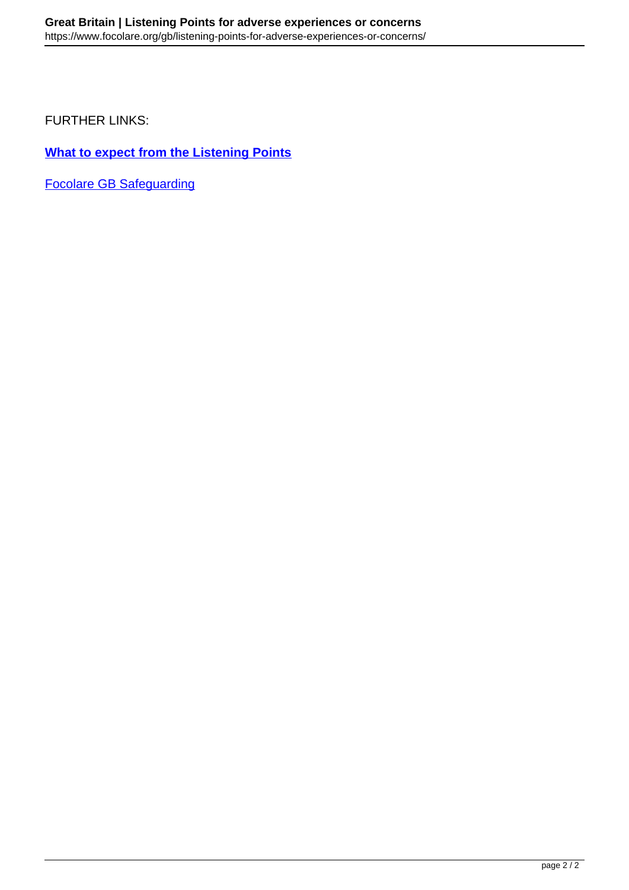FURTHER LINKS:

**[What to expect from the Listening Points]**

[Focolare GB Safeguarding]